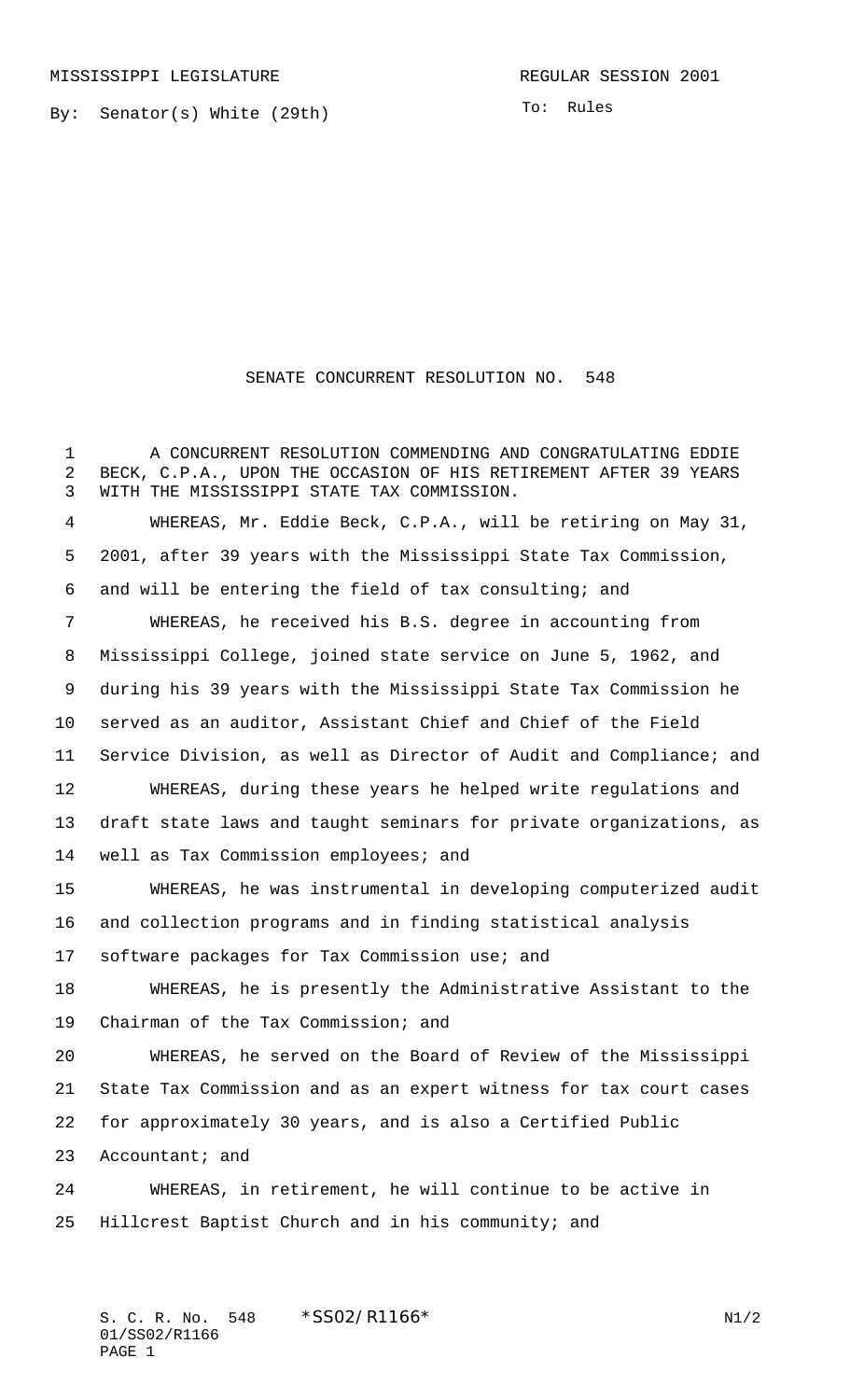MISSISSIPPI LEGISLATURE REGULAR SESSION 2001

By: Senator(s) White (29th)

To: Rules

# SENATE CONCURRENT RESOLUTION NO. 548

A CONCURRENT RESOLUTION COMMENDING AND CONGRATULATING EDDIE BECK, C.P.A., UPON THE OCCASION OF HIS RETIREMENT AFTER 39 YEARS WITH THE MISSISSIPPI STATE TAX COMMISSION.

WHEREAS, Mr. Eddie Beck, C.P.A., will be retiring on May 31, 2001, after 39 years with the Mississippi State Tax Commission, and will be entering the field of tax consulting; and

WHEREAS, he received his B.S. degree in accounting from Mississippi College, joined state service on June 5, 1962, and during his 39 years with the Mississippi State Tax Commission he served as an auditor, Assistant Chief and Chief of the Field Service Division, as well as Director of Audit and Compliance; and

WHEREAS, during these years he helped write regulations and draft state laws and taught seminars for private organizations, as well as Tax Commission employees; and

WHEREAS, he was instrumental in developing computerized audit and collection programs and in finding statistical analysis software packages for Tax Commission use; and

WHEREAS, he is presently the Administrative Assistant to the Chairman of the Tax Commission; and

WHEREAS, he served on the Board of Review of the Mississippi State Tax Commission and as an expert witness for tax court cases for approximately 30 years, and is also a Certified Public Accountant; and

WHEREAS, in retirement, he will continue to be active in Hillcrest Baptist Church and in his community; and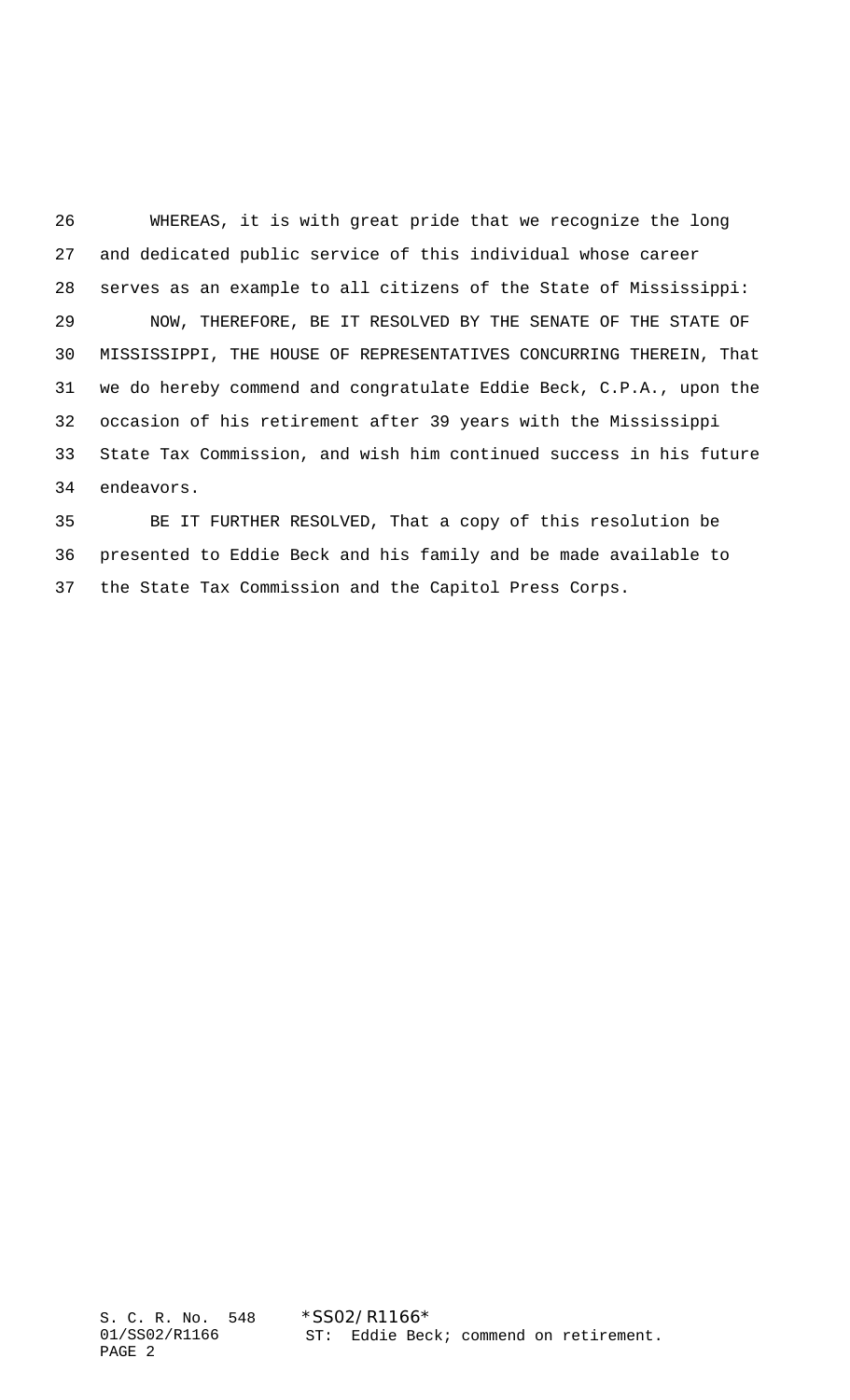WHEREAS, it is with great pride that we recognize the long and dedicated public service of this individual whose career serves as an example to all citizens of the State of Mississippi:

NOW, THEREFORE, BE IT RESOLVED BY THE SENATE OF THE STATE OF MISSISSIPPI, THE HOUSE OF REPRESENTATIVES CONCURRING THEREIN, That we do hereby commend and congratulate Eddie Beck, C.P.A., upon the occasion of his retirement after 39 years with the Mississippi State Tax Commission, and wish him continued success in his future endeavors.

BE IT FURTHER RESOLVED, That a copy of this resolution be presented to Eddie Beck and his family and be made available to the State Tax Commission and the Capitol Press Corps.